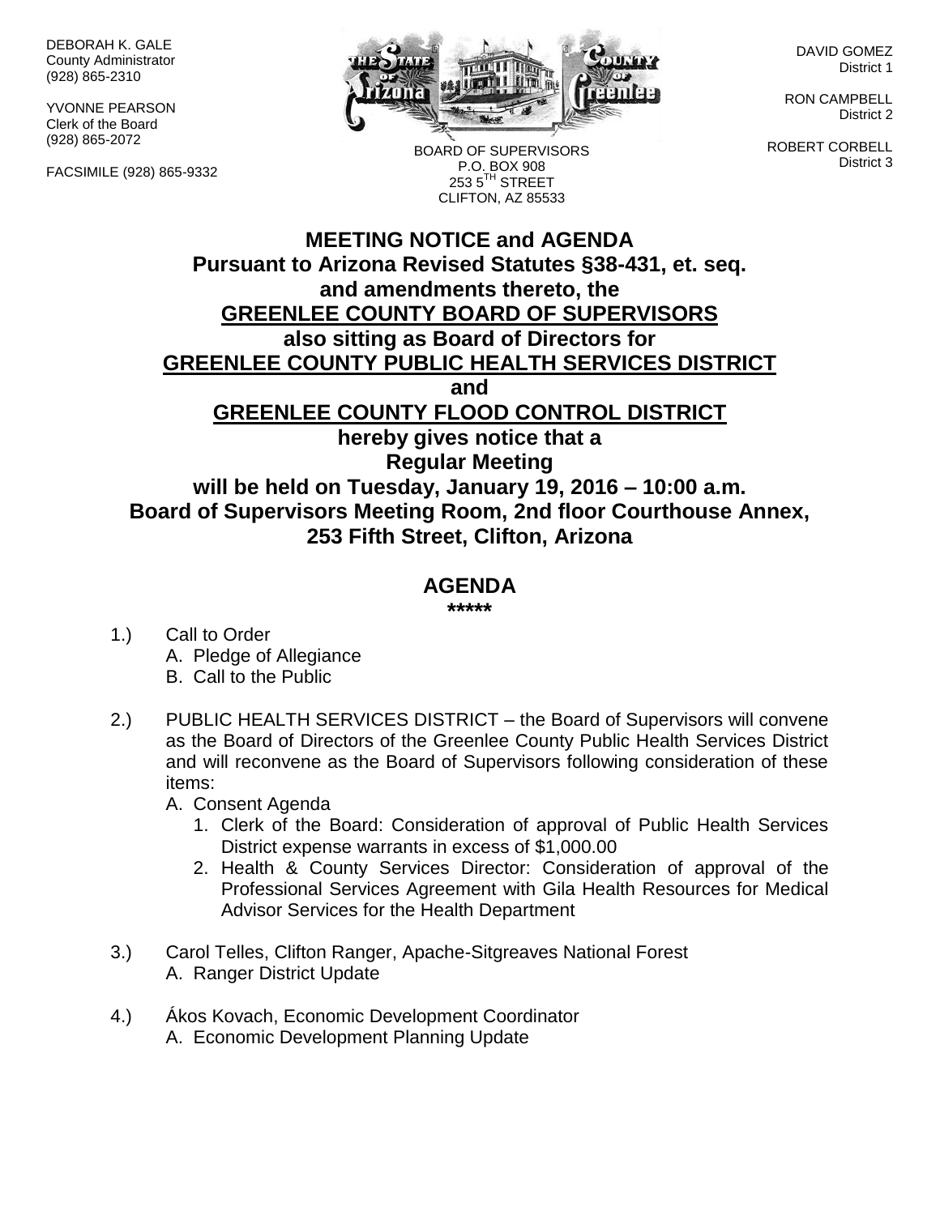DEBORAH K. GALE
County Administrator
(928) 865-2310

YVONNE PEARSON
Clerk of the Board
(928) 865-2072

FACSIMILE (928) 865-9332

BOARD OF SUPERVISORS
P.O. BOX 908
253 5TH STREET
CLIFTON, AZ 85533

DAVID GOMEZ
District 1

RON CAMPBELL
District 2

ROBERT CORBELL
District 3

# MEETING NOTICE and AGENDA

**Pursuant to Arizona Revised Statutes §38-431, et. seq. and amendments thereto, the**
**GREENLEE COUNTY BOARD OF SUPERVISORS**
**also sitting as Board of Directors for**
**GREENLEE COUNTY PUBLIC HEALTH SERVICES DISTRICT**
**and**
**GREENLEE COUNTY FLOOD CONTROL DISTRICT**
**hereby gives notice that a**
**Regular Meeting**
**will be held on Tuesday, January 19, 2016 – 10:00 a.m.**
**Board of Supervisors Meeting Room, 2nd floor Courthouse Annex, 253 Fifth Street, Clifton, Arizona**

## AGENDA

*****

1.) Call to Order
   A. Pledge of Allegiance
   B. Call to the Public

2.) PUBLIC HEALTH SERVICES DISTRICT – the Board of Supervisors will convene as the Board of Directors of the Greenlee County Public Health Services District and will reconvene as the Board of Supervisors following consideration of these items:
   A. Consent Agenda
      1. Clerk of the Board: Consideration of approval of Public Health Services District expense warrants in excess of $1,000.00
      2. Health & County Services Director: Consideration of approval of the Professional Services Agreement with Gila Health Resources for Medical Advisor Services for the Health Department

3.) Carol Telles, Clifton Ranger, Apache-Sitgreaves National Forest
   A. Ranger District Update

4.) Ákos Kovach, Economic Development Coordinator
   A. Economic Development Planning Update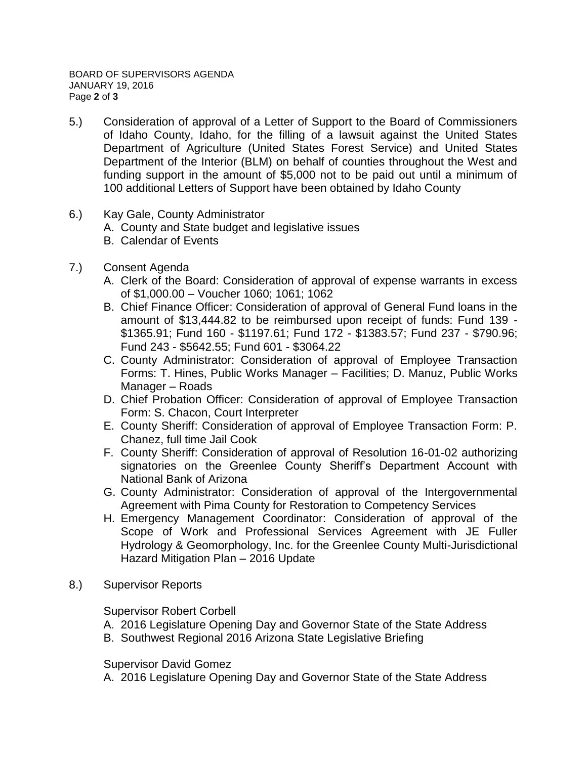5.) Consideration of approval of a Letter of Support to the Board of Commissioners of Idaho County, Idaho, for the filling of a lawsuit against the United States Department of Agriculture (United States Forest Service) and United States Department of the Interior (BLM) on behalf of counties throughout the West and funding support in the amount of $5,000 not to be paid out until a minimum of 100 additional Letters of Support have been obtained by Idaho County

6.) Kay Gale, County Administrator
   A. County and State budget and legislative issues
   B. Calendar of Events

7.) Consent Agenda
   A. Clerk of the Board: Consideration of approval of expense warrants in excess of $1,000.00 – Voucher 1060; 1061; 1062
   B. Chief Finance Officer: Consideration of approval of General Fund loans in the amount of $13,444.82 to be reimbursed upon receipt of funds: Fund 139 - $1365.91; Fund 160 - $1197.61; Fund 172 - $1383.57; Fund 237 - $790.96; Fund 243 - $5642.55; Fund 601 - $3064.22
   C. County Administrator: Consideration of approval of Employee Transaction Forms: T. Hines, Public Works Manager – Facilities; D. Manuz, Public Works Manager – Roads
   D. Chief Probation Officer: Consideration of approval of Employee Transaction Form: S. Chacon, Court Interpreter
   E. County Sheriff: Consideration of approval of Employee Transaction Form: P. Chanez, full time Jail Cook
   F. County Sheriff: Consideration of approval of Resolution 16-01-02 authorizing signatories on the Greenlee County Sheriff's Department Account with National Bank of Arizona
   G. County Administrator: Consideration of approval of the Intergovernmental Agreement with Pima County for Restoration to Competency Services
   H. Emergency Management Coordinator: Consideration of approval of the Scope of Work and Professional Services Agreement with JE Fuller Hydrology & Geomorphology, Inc. for the Greenlee County Multi-Jurisdictional Hazard Mitigation Plan – 2016 Update

8.) Supervisor Reports

   Supervisor Robert Corbell
   A. 2016 Legislature Opening Day and Governor State of the State Address
   B. Southwest Regional 2016 Arizona State Legislative Briefing

   Supervisor David Gomez
   A. 2016 Legislature Opening Day and Governor State of the State Address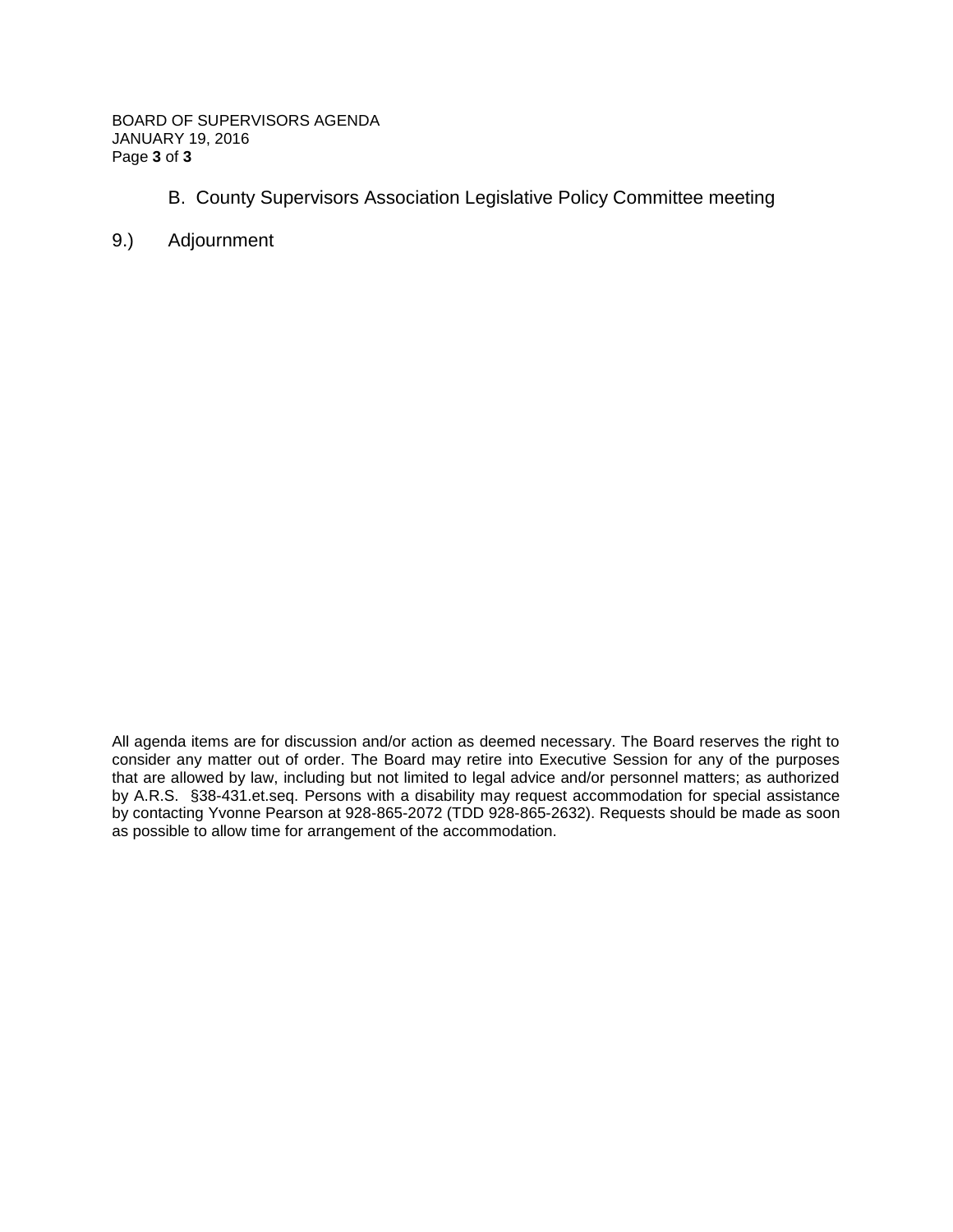B. County Supervisors Association Legislative Policy Committee meeting

9.) Adjournment

All agenda items are for discussion and/or action as deemed necessary. The Board reserves the right to consider any matter out of order. The Board may retire into Executive Session for any of the purposes that are allowed by law, including but not limited to legal advice and/or personnel matters; as authorized by A.R.S. §38-431.et.seq. Persons with a disability may request accommodation for special assistance by contacting Yvonne Pearson at 928-865-2072 (TDD 928-865-2632). Requests should be made as soon as possible to allow time for arrangement of the accommodation.